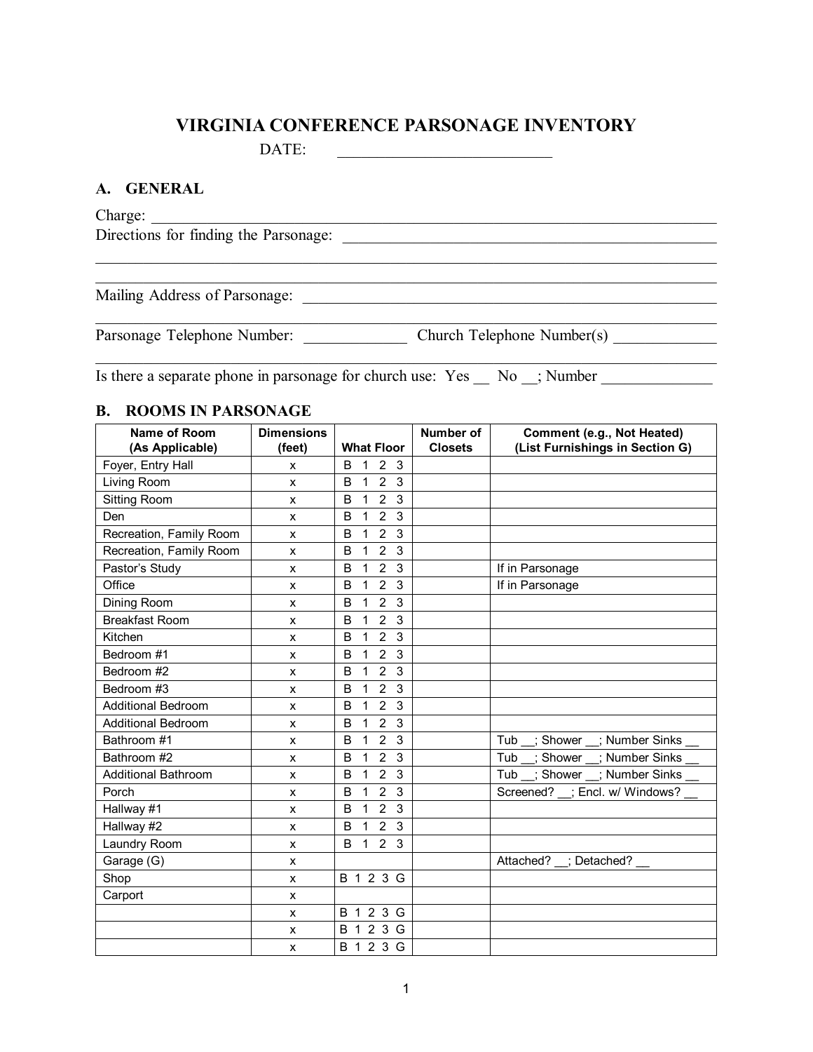# VIRGINIA CONFERENCE PARSONAGE INVENTORY

DATE: ___________________________

## A. GENERAL

Charge: ___________________________________________________________________________

Directions for finding the Parsonage: ___________________________________________

___________________________________________________________________________________

___________________________________________________________________________________

Mailing Address of Parsonage: ___________________________________________________

___________________________________________________________________________________

Parsonage Telephone Number: _____________ Church Telephone Number(s) _____________

___________________________________________________________________________________

Is there a separate phone in parsonage for church use: Yes __ No __; Number ______________

## B. ROOMS IN PARSONAGE

| Name of Room (As Applicable) | Dimensions (feet) | What Floor | Number of Closets | Comment (e.g., Not Heated) (List Furnishings in Section G) |
|---|---|---|---|---|
| Foyer, Entry Hall | x | B 1 2 3 | | |
| Living Room | x | B 1 2 3 | | |
| Sitting Room | x | B 1 2 3 | | |
| Den | x | B 1 2 3 | | |
| Recreation, Family Room | x | B 1 2 3 | | |
| Recreation, Family Room | x | B 1 2 3 | | |
| Pastor's Study | x | B 1 2 3 | | If in Parsonage |
| Office | x | B 1 2 3 | | If in Parsonage |
| Dining Room | x | B 1 2 3 | | |
| Breakfast Room | x | B 1 2 3 | | |
| Kitchen | x | B 1 2 3 | | |
| Bedroom #1 | x | B 1 2 3 | | |
| Bedroom #2 | x | B 1 2 3 | | |
| Bedroom #3 | x | B 1 2 3 | | |
| Additional Bedroom | x | B 1 2 3 | | |
| Additional Bedroom | x | B 1 2 3 | | |
| Bathroom #1 | x | B 1 2 3 | | Tub __; Shower __; Number Sinks __ |
| Bathroom #2 | x | B 1 2 3 | | Tub __; Shower __; Number Sinks __ |
| Additional Bathroom | x | B 1 2 3 | | Tub __; Shower __; Number Sinks __ |
| Porch | x | B 1 2 3 | | Screened? __; Encl. w/ Windows? __ |
| Hallway #1 | x | B 1 2 3 | | |
| Hallway #2 | x | B 1 2 3 | | |
| Laundry Room | x | B 1 2 3 | | |
| Garage (G) | x | | | Attached? __; Detached? __ |
| Shop | x | B 1 2 3 G | | |
| Carport | x | | | |
| | x | B 1 2 3 G | | |
| | x | B 1 2 3 G | | |
| | x | B 1 2 3 G | | |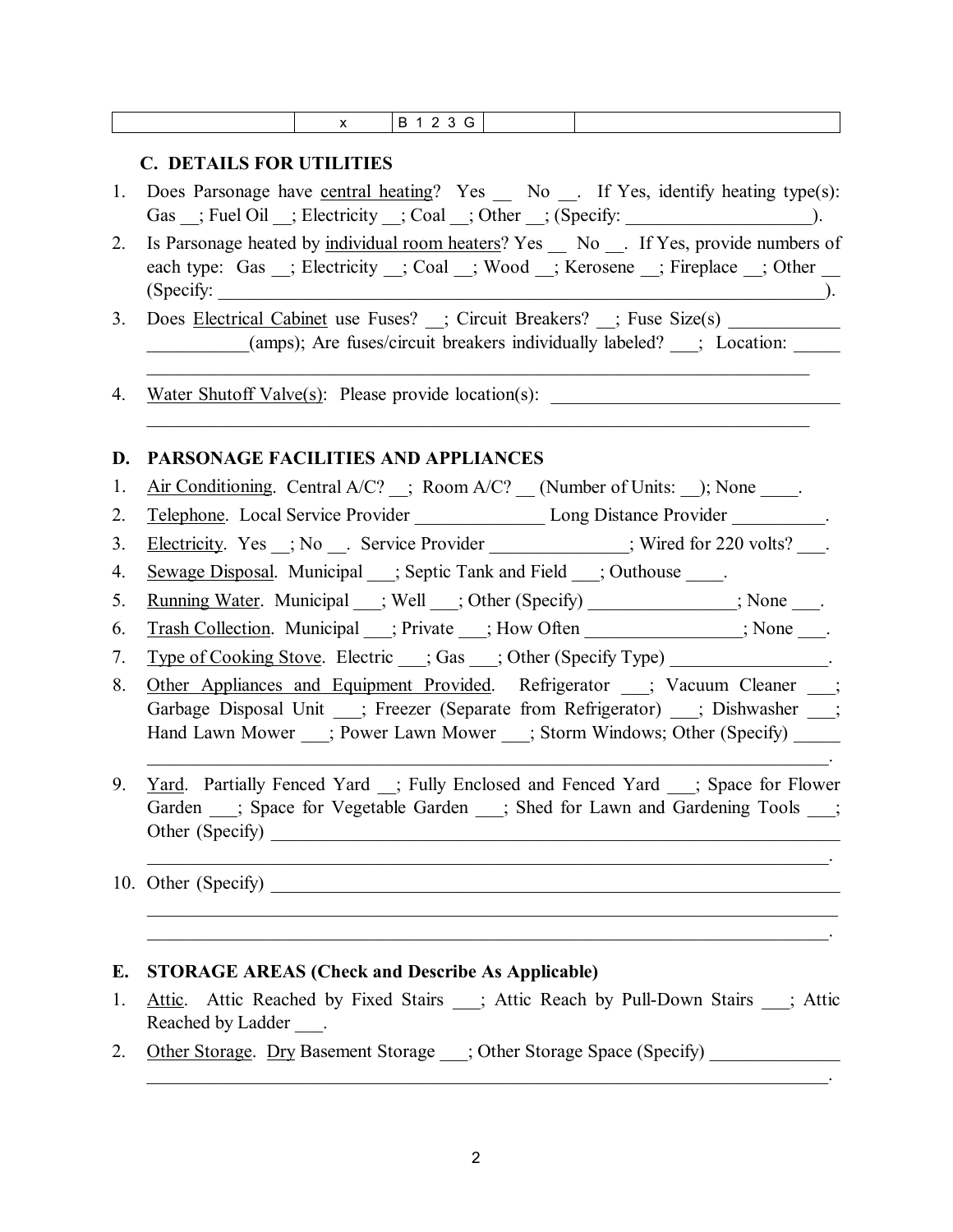| | x | B 1 2 3 G | | |
|---|---|---|---|---|

### C. DETAILS FOR UTILITIES

1. Does Parsonage have central heating? Yes __ No __. If Yes, identify heating type(s): Gas __; Fuel Oil __; Electricity __; Coal __; Other __; (Specify: ____________________).
2. Is Parsonage heated by individual room heaters? Yes __ No __. If Yes, provide numbers of each type: Gas __; Electricity __; Coal __; Wood __; Kerosene __; Fireplace __; Other __ (Specify: ________________________________________________________________).
3. Does Electrical Cabinet use Fuses? __; Circuit Breakers? __; Fuse Size(s) ____________ ___________(amps); Are fuses/circuit breakers individually labeled? ___; Location: _____ ________________________________________________________________________
4. Water Shutoff Valve(s): Please provide location(s): ________________________________ ________________________________________________________________________

### D. PARSONAGE FACILITIES AND APPLIANCES

1. Air Conditioning. Central A/C? __; Room A/C? __ (Number of Units: __); None ____.
2. Telephone. Local Service Provider ______________ Long Distance Provider __________.
3. Electricity. Yes __; No __. Service Provider _______________; Wired for 220 volts? ___.
4. Sewage Disposal. Municipal ___; Septic Tank and Field ___; Outhouse ____.
5. Running Water. Municipal ___; Well ___; Other (Specify) ________________; None ___.
6. Trash Collection. Municipal ___; Private ___; How Often _________________; None ___.
7. Type of Cooking Stove. Electric ___; Gas ___; Other (Specify Type) _________________.
8. Other Appliances and Equipment Provided. Refrigerator ___; Vacuum Cleaner ___; Garbage Disposal Unit ___; Freezer (Separate from Refrigerator) ___; Dishwasher ___; Hand Lawn Mower ___; Power Lawn Mower ___; Storm Windows; Other (Specify) _____ ________________________________________________________________________.
9. Yard. Partially Fenced Yard __; Fully Enclosed and Fenced Yard ___; Space for Flower Garden ___; Space for Vegetable Garden ___; Shed for Lawn and Gardening Tools ___; Other (Specify) _________________________________________________________ ________________________________________________________________________.
10. Other (Specify) _________________________________________________________ ________________________________________________________________________ ________________________________________________________________________.

### E. STORAGE AREAS (Check and Describe As Applicable)

1. Attic. Attic Reached by Fixed Stairs ___; Attic Reach by Pull-Down Stairs ___; Attic Reached by Ladder ___.
2. Other Storage. Dry Basement Storage ___; Other Storage Space (Specify) ______________ ________________________________________________________________________.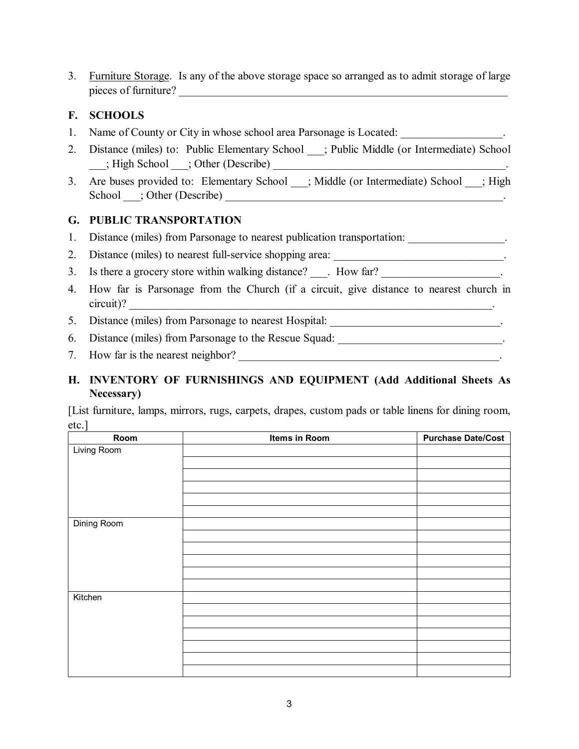3. Furniture Storage. Is any of the above storage space so arranged as to admit storage of large pieces of furniture? _______________________________________________________________

## F. SCHOOLS

1. Name of County or City in whose school area Parsonage is Located: __________________.
2. Distance (miles) to: Public Elementary School ___; Public Middle (or Intermediate) School ___; High School ___; Other (Describe) ____________________________________________.
3. Are buses provided to: Elementary School ___; Middle (or Intermediate) School ___; High School ___; Other (Describe) ____________________________________________________.

## G. PUBLIC TRANSPORTATION

1. Distance (miles) from Parsonage to nearest publication transportation: _________________.
2. Distance (miles) to nearest full-service shopping area: _______________________________.
3. Is there a grocery store within walking distance? ___. How far? _____________________.
4. How far is Parsonage from the Church (if a circuit, give distance to nearest church in circuit)? ____________________________________________________________________.
5. Distance (miles) from Parsonage to nearest Hospital: _______________________________.
6. Distance (miles) from Parsonage to the Rescue Squad: ______________________________.
7. How far is the nearest neighbor? _______________________________________________.

## H. INVENTORY OF FURNISHINGS AND EQUIPMENT (Add Additional Sheets As Necessary)

[List furniture, lamps, mirrors, rugs, carpets, drapes, custom pads or table linens for dining room, etc.]

| Room | Items in Room | Purchase Date/Cost |
|---|---|---|
| Living Room | | |
| | | |
| | | |
| | | |
| | | |
| | | |
| Dining Room | | |
| | | |
| | | |
| | | |
| | | |
| | | |
| Kitchen | | |
| | | |
| | | |
| | | |
| | | |
| | | |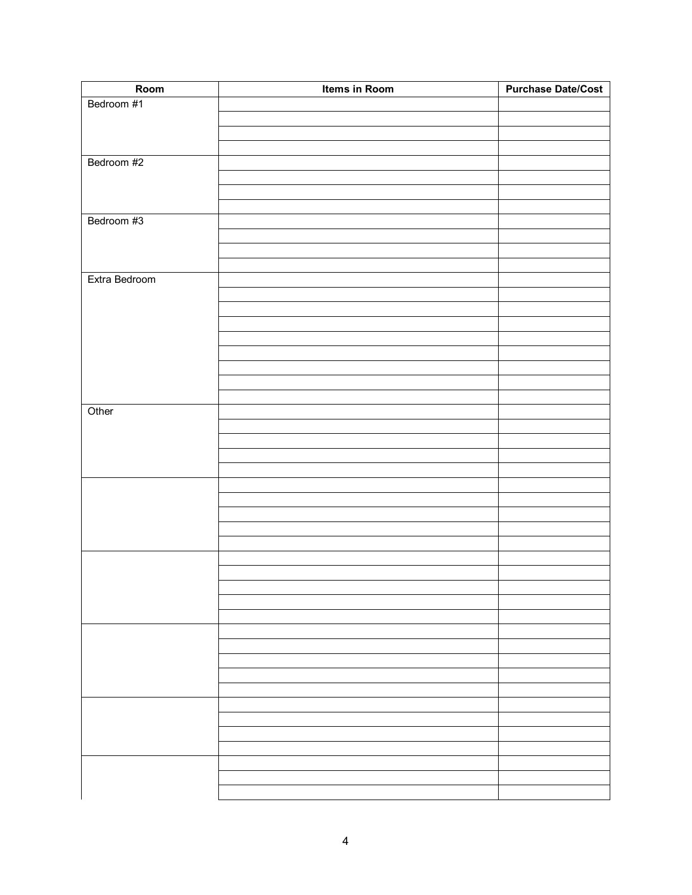| Room | Items in Room | Purchase Date/Cost |
| --- | --- | --- |
| Bedroom #1 | | |
| | | |
| | | |
| | | |
| Bedroom #2 | | |
| | | |
| | | |
| | | |
| Bedroom #3 | | |
| | | |
| | | |
| | | |
| Extra Bedroom | | |
| | | |
| | | |
| | | |
| | | |
| | | |
| | | |
| | | |
| | | |
| Other | | |
| | | |
| | | |
| | | |
| | | |
| | | |
| | | |
| | | |
| | | |
| | | |
| | | |
| | | |
| | | |
| | | |
| | | |
| | | |
| | | |
| | | |
| | | |
| | | |
| | | |
| | | |
| | | |
| | | |
| | | |
| | | |
| | | |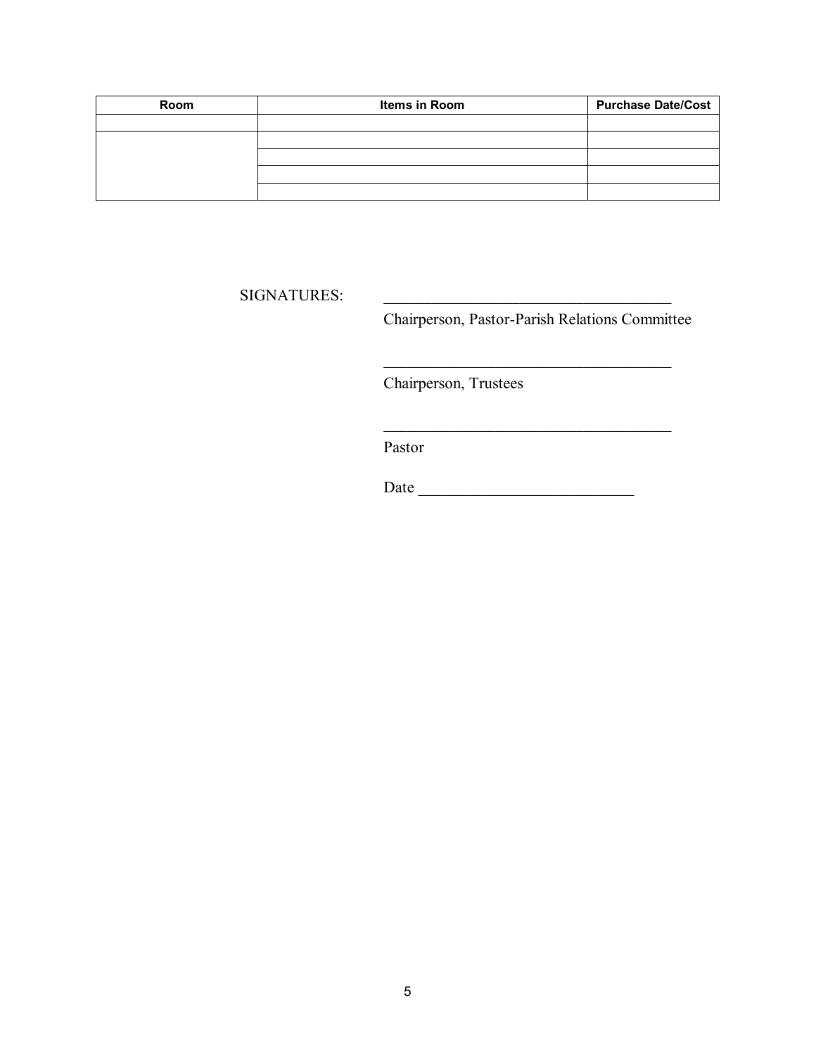| Room | Items in Room | Purchase Date/Cost |
| --- | --- | --- |
| | | |
| | | |
| | | |
| | | |
| | | |

SIGNATURES: ____________________________________
Chairperson, Pastor-Parish Relations Committee

____________________________________
Chairperson, Trustees

____________________________________
Pastor

Date ___________________________